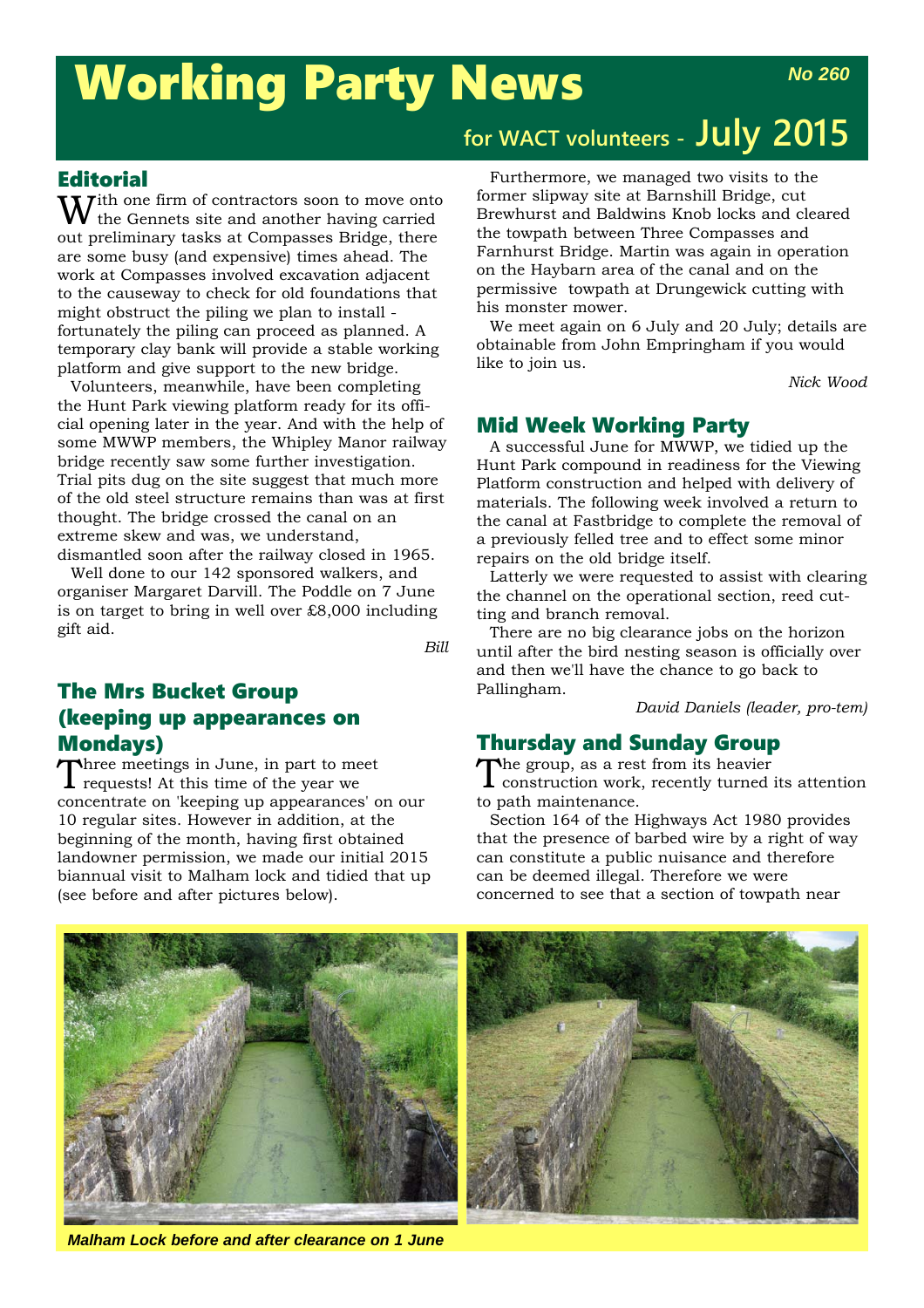# Working Party News

No 260

for WACT volunteers - July 2015

## Editorial

With one firm of contractors soon to move onto the Gennets site and another having carried out preliminary tasks at Compasses Bridge, there are some busy (and expensive) times ahead. The work at Compasses involved excavation adjacent to the causeway to check for old foundations that might obstruct the piling we plan to install - fortunately the piling can proceed as planned. A temporary clay bank will provide a stable working platform and give support to the new bridge.

Volunteers, meanwhile, have been completing the Hunt Park viewing platform ready for its official opening later in the year. And with the help of some MWWP members, the Whipley Manor railway bridge recently saw some further investigation. Trial pits dug on the site suggest that much more of the old steel structure remains than was at first thought. The bridge crossed the canal on an extreme skew and was, we understand, dismantled soon after the railway closed in 1965.

Well done to our 142 sponsored walkers, and organiser Margaret Darvill. The Poddle on 7 June is on target to bring in well over £8,000 including gift aid.

*Bill*

## The Mrs Bucket Group (keeping up appearances on Mondays)

Three meetings in June, in part to meet requests! At this time of the year we concentrate on 'keeping up appearances' on our 10 regular sites. However in addition, at the beginning of the month, having first obtained landowner permission, we made our initial 2015 biannual visit to Malham lock and tidied that up (see before and after pictures below).

Furthermore, we managed two visits to the former slipway site at Barnshill Bridge, cut Brewhurst and Baldwins Knob locks and cleared the towpath between Three Compasses and Farnhurst Bridge. Martin was again in operation on the Haybarn area of the canal and on the permissive towpath at Drungewick cutting with his monster mower.

We meet again on 6 July and 20 July; details are obtainable from John Empringham if you would like to join us.

*Nick Wood*

## Mid Week Working Party

A successful June for MWWP, we tidied up the Hunt Park compound in readiness for the Viewing Platform construction and helped with delivery of materials. The following week involved a return to the canal at Fastbridge to complete the removal of a previously felled tree and to effect some minor repairs on the old bridge itself.

Latterly we were requested to assist with clearing the channel on the operational section, reed cutting and branch removal.

There are no big clearance jobs on the horizon until after the bird nesting season is officially over and then we'll have the chance to go back to Pallingham.

*David Daniels (leader, pro-tem)*

## Thursday and Sunday Group

The group, as a rest from its heavier construction work, recently turned its attention to path maintenance.

Section 164 of the Highways Act 1980 provides that the presence of barbed wire by a right of way can constitute a public nuisance and therefore can be deemed illegal. Therefore we were concerned to see that a section of towpath near

*Malham Lock before and after clearance on 1 June*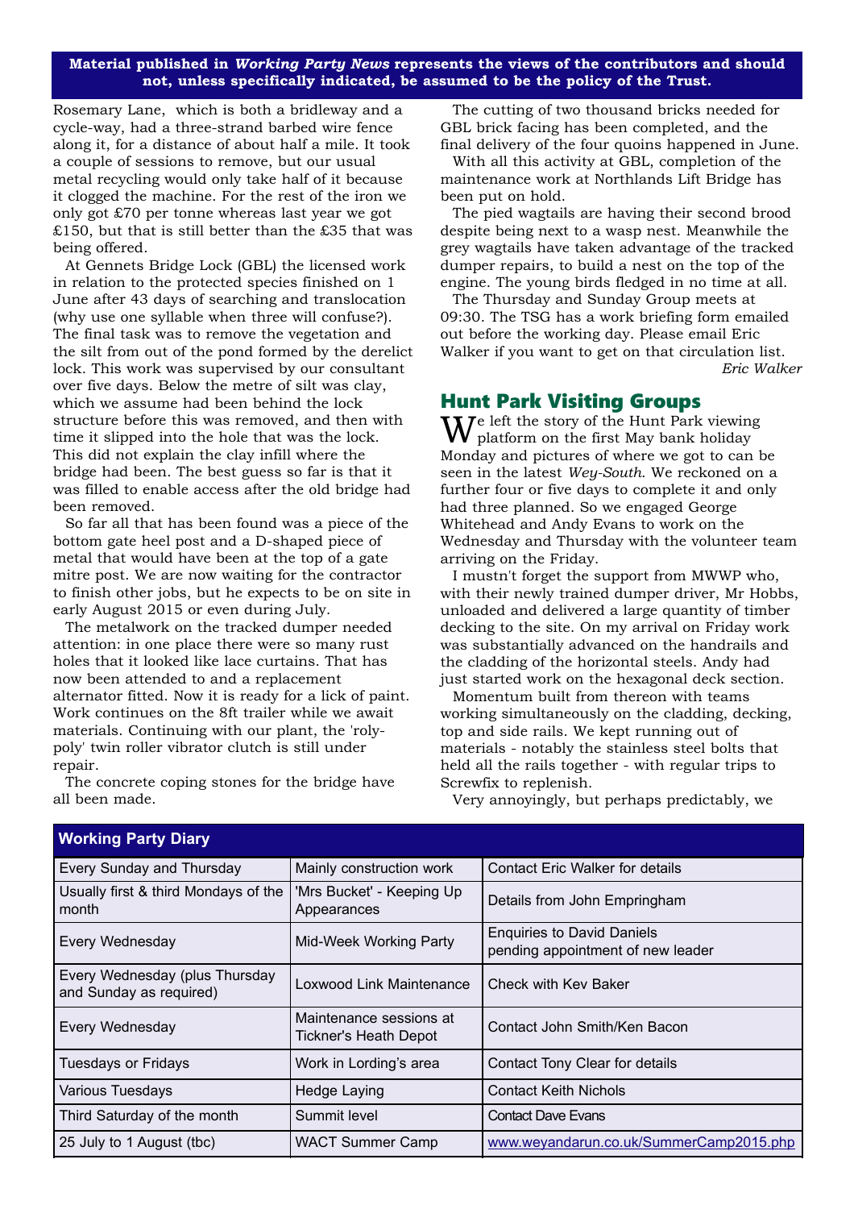**Material published in *Working Party News* represents the views of the contributors and should not, unless specifically indicated, be assumed to be the policy of the Trust.**

Rosemary Lane, which is both a bridleway and a cycle-way, had a three-strand barbed wire fence along it, for a distance of about half a mile. It took a couple of sessions to remove, but our usual metal recycling would only take half of it because it clogged the machine. For the rest of the iron we only got £70 per tonne whereas last year we got £150, but that is still better than the £35 that was being offered.

At Gennets Bridge Lock (GBL) the licensed work in relation to the protected species finished on 1 June after 43 days of searching and translocation (why use one syllable when three will confuse?). The final task was to remove the vegetation and the silt from out of the pond formed by the derelict lock. This work was supervised by our consultant over five days. Below the metre of silt was clay, which we assume had been behind the lock structure before this was removed, and then with time it slipped into the hole that was the lock. This did not explain the clay infill where the bridge had been. The best guess so far is that it was filled to enable access after the old bridge had been removed.

So far all that has been found was a piece of the bottom gate heel post and a D-shaped piece of metal that would have been at the top of a gate mitre post. We are now waiting for the contractor to finish other jobs, but he expects to be on site in early August 2015 or even during July.

The metalwork on the tracked dumper needed attention: in one place there were so many rust holes that it looked like lace curtains. That has now been attended to and a replacement alternator fitted. Now it is ready for a lick of paint. Work continues on the 8ft trailer while we await materials. Continuing with our plant, the 'roly-poly' twin roller vibrator clutch is still under repair.

The concrete coping stones for the bridge have all been made.

The cutting of two thousand bricks needed for GBL brick facing has been completed, and the final delivery of the four quoins happened in June.

With all this activity at GBL, completion of the maintenance work at Northlands Lift Bridge has been put on hold.

The pied wagtails are having their second brood despite being next to a wasp nest. Meanwhile the grey wagtails have taken advantage of the tracked dumper repairs, to build a nest on the top of the engine. The young birds fledged in no time at all.

The Thursday and Sunday Group meets at 09:30. The TSG has a work briefing form emailed out before the working day. Please email Eric Walker if you want to get on that circulation list.

*Eric Walker*

## Hunt Park Visiting Groups

We left the story of the Hunt Park viewing platform on the first May bank holiday Monday and pictures of where we got to can be seen in the latest *Wey-South*. We reckoned on a further four or five days to complete it and only had three planned. So we engaged George Whitehead and Andy Evans to work on the Wednesday and Thursday with the volunteer team arriving on the Friday.

I mustn't forget the support from MWWP who, with their newly trained dumper driver, Mr Hobbs, unloaded and delivered a large quantity of timber decking to the site. On my arrival on Friday work was substantially advanced on the handrails and the cladding of the horizontal steels. Andy had just started work on the hexagonal deck section.

Momentum built from thereon with teams working simultaneously on the cladding, decking, top and side rails. We kept running out of materials - notably the stainless steel bolts that held all the rails together - with regular trips to Screwfix to replenish.

Very annoyingly, but perhaps predictably, we

| Working Party Diary | | |
|---|---|---|
| Every Sunday and Thursday | Mainly construction work | Contact Eric Walker for details |
| Usually first & third Mondays of the month | 'Mrs Bucket' - Keeping Up Appearances | Details from John Empringham |
| Every Wednesday | Mid-Week Working Party | Enquiries to David Daniels pending appointment of new leader |
| Every Wednesday (plus Thursday and Sunday as required) | Loxwood Link Maintenance | Check with Kev Baker |
| Every Wednesday | Maintenance sessions at Tickner's Heath Depot | Contact John Smith/Ken Bacon |
| Tuesdays or Fridays | Work in Lording's area | Contact Tony Clear for details |
| Various Tuesdays | Hedge Laying | Contact Keith Nichols |
| Third Saturday of the month | Summit level | Contact Dave Evans |
| 25 July to 1 August (tbc) | WACT Summer Camp | www.weyandarun.co.uk/SummerCamp2015.php |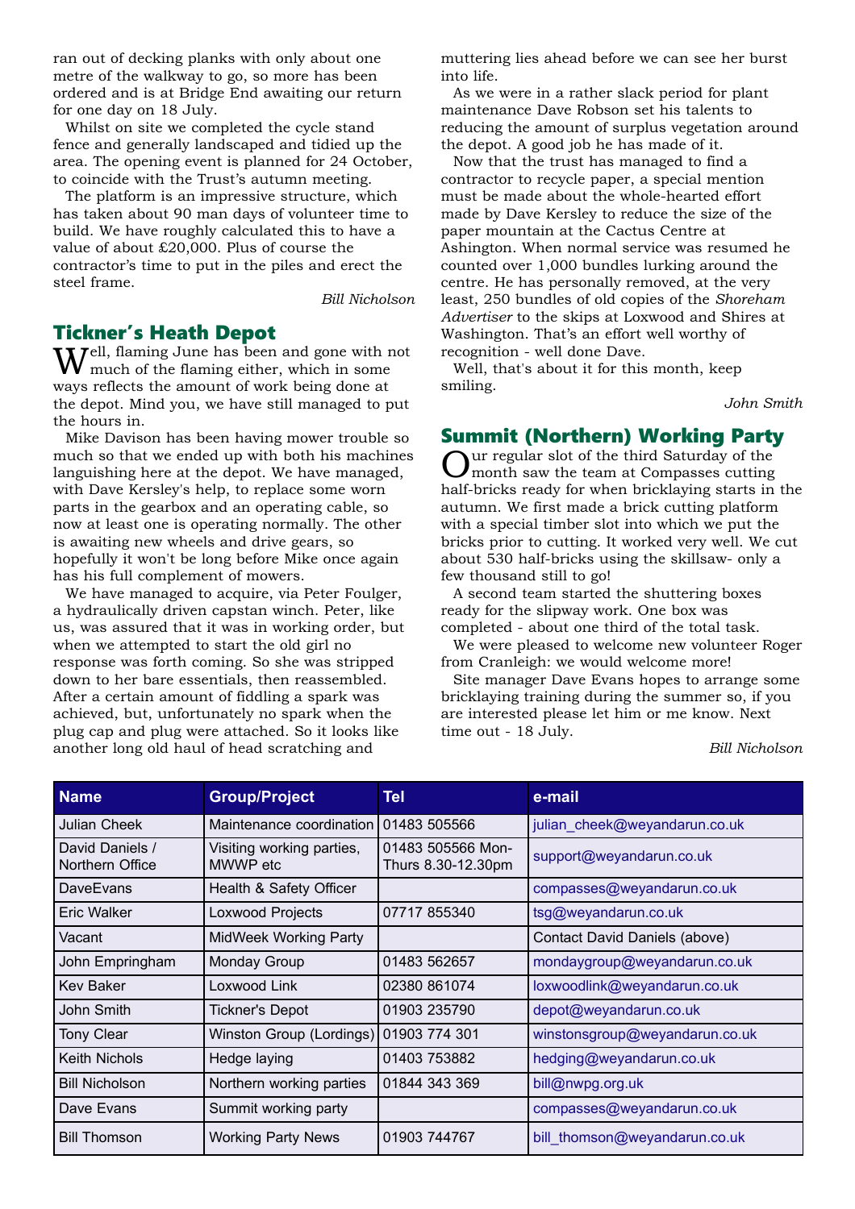ran out of decking planks with only about one metre of the walkway to go, so more has been ordered and is at Bridge End awaiting our return for one day on 18 July.

Whilst on site we completed the cycle stand fence and generally landscaped and tidied up the area. The opening event is planned for 24 October, to coincide with the Trust's autumn meeting.

The platform is an impressive structure, which has taken about 90 man days of volunteer time to build. We have roughly calculated this to have a value of about £20,000. Plus of course the contractor's time to put in the piles and erect the steel frame.

*Bill Nicholson*

## Tickner's Heath Depot

Well, flaming June has been and gone with not much of the flaming either, which in some ways reflects the amount of work being done at the depot. Mind you, we have still managed to put the hours in.

Mike Davison has been having mower trouble so much so that we ended up with both his machines languishing here at the depot. We have managed, with Dave Kersley's help, to replace some worn parts in the gearbox and an operating cable, so now at least one is operating normally. The other is awaiting new wheels and drive gears, so hopefully it won't be long before Mike once again has his full complement of mowers.

We have managed to acquire, via Peter Foulger, a hydraulically driven capstan winch. Peter, like us, was assured that it was in working order, but when we attempted to start the old girl no response was forth coming. So she was stripped down to her bare essentials, then reassembled. After a certain amount of fiddling a spark was achieved, but, unfortunately no spark when the plug cap and plug were attached. So it looks like another long old haul of head scratching and muttering lies ahead before we can see her burst into life.

As we were in a rather slack period for plant maintenance Dave Robson set his talents to reducing the amount of surplus vegetation around the depot. A good job he has made of it.

Now that the trust has managed to find a contractor to recycle paper, a special mention must be made about the whole-hearted effort made by Dave Kersley to reduce the size of the paper mountain at the Cactus Centre at Ashington. When normal service was resumed he counted over 1,000 bundles lurking around the centre. He has personally removed, at the very least, 250 bundles of old copies of the *Shoreham Advertiser* to the skips at Loxwood and Shires at Washington. That's an effort well worthy of recognition - well done Dave.

Well, that's about it for this month, keep smiling.

*John Smith*

## Summit (Northern) Working Party

Our regular slot of the third Saturday of the month saw the team at Compasses cutting half-bricks ready for when bricklaying starts in the autumn. We first made a brick cutting platform with a special timber slot into which we put the bricks prior to cutting. It worked very well. We cut about 530 half-bricks using the skillsaw- only a few thousand still to go!

A second team started the shuttering boxes ready for the slipway work. One box was completed - about one third of the total task.

We were pleased to welcome new volunteer Roger from Cranleigh: we would welcome more!

Site manager Dave Evans hopes to arrange some bricklaying training during the summer so, if you are interested please let him or me know. Next time out - 18 July.

*Bill Nicholson*

| Name | Group/Project | Tel | e-mail |
|---|---|---|---|
| Julian Cheek | Maintenance coordination | 01483 505566 | julian_cheek@weyandarun.co.uk |
| David Daniels / Northern Office | Visiting working parties, MWWP etc | 01483 505566 Mon-Thurs 8.30-12.30pm | support@weyandarun.co.uk |
| DaveEvans | Health & Safety Officer | | compasses@weyandarun.co.uk |
| Eric Walker | Loxwood Projects | 07717 855340 | tsg@weyandarun.co.uk |
| Vacant | MidWeek Working Party | | Contact David Daniels (above) |
| John Empringham | Monday Group | 01483 562657 | mondaygroup@weyandarun.co.uk |
| Kev Baker | Loxwood Link | 02380 861074 | loxwoodlink@weyandarun.co.uk |
| John Smith | Tickner's Depot | 01903 235790 | depot@weyandarun.co.uk |
| Tony Clear | Winston Group (Lordings) | 01903 774 301 | winstonsgroup@weyandarun.co.uk |
| Keith Nichols | Hedge laying | 01403 753882 | hedging@weyandarun.co.uk |
| Bill Nicholson | Northern working parties | 01844 343 369 | bill@nwpg.org.uk |
| Dave Evans | Summit working party | | compasses@weyandarun.co.uk |
| Bill Thomson | Working Party News | 01903 744767 | bill_thomson@weyandarun.co.uk |